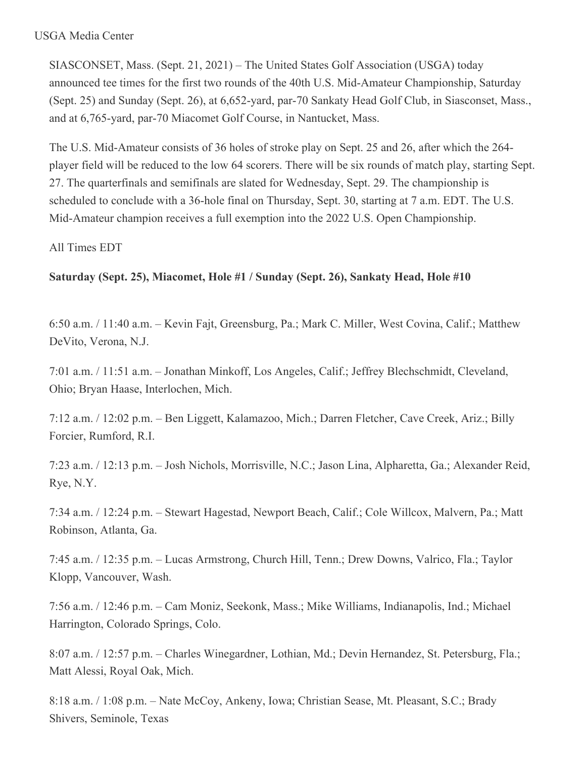USGA Media Center

SIASCONSET, Mass. (Sept. 21, 2021) – The United States Golf Association (USGA) today announced tee times for the first two rounds of the 40th U.S. Mid-Amateur Championship, Saturday (Sept. 25) and Sunday (Sept. 26), at 6,652-yard, par-70 Sankaty Head Golf Club, in Siasconset, Mass., and at 6,765-yard, par-70 Miacomet Golf Course, in Nantucket, Mass.

The U.S. Mid-Amateur consists of 36 holes of stroke play on Sept. 25 and 26, after which the 264-player field will be reduced to the low 64 scorers. There will be six rounds of match play, starting Sept. 27. The quarterfinals and semifinals are slated for Wednesday, Sept. 29. The championship is scheduled to conclude with a 36-hole final on Thursday, Sept. 30, starting at 7 a.m. EDT. The U.S. Mid-Amateur champion receives a full exemption into the 2022 U.S. Open Championship.

All Times EDT

**Saturday (Sept. 25), Miacomet, Hole #1 / Sunday (Sept. 26), Sankaty Head, Hole #10**

6:50 a.m. / 11:40 a.m. – Kevin Fajt, Greensburg, Pa.; Mark C. Miller, West Covina, Calif.; Matthew DeVito, Verona, N.J.

7:01 a.m. / 11:51 a.m. – Jonathan Minkoff, Los Angeles, Calif.; Jeffrey Blechschmidt, Cleveland, Ohio; Bryan Haase, Interlochen, Mich.

7:12 a.m. / 12:02 p.m. – Ben Liggett, Kalamazoo, Mich.; Darren Fletcher, Cave Creek, Ariz.; Billy Forcier, Rumford, R.I.

7:23 a.m. / 12:13 p.m. – Josh Nichols, Morrisville, N.C.; Jason Lina, Alpharetta, Ga.; Alexander Reid, Rye, N.Y.

7:34 a.m. / 12:24 p.m. – Stewart Hagestad, Newport Beach, Calif.; Cole Willcox, Malvern, Pa.; Matt Robinson, Atlanta, Ga.

7:45 a.m. / 12:35 p.m. – Lucas Armstrong, Church Hill, Tenn.; Drew Downs, Valrico, Fla.; Taylor Klopp, Vancouver, Wash.

7:56 a.m. / 12:46 p.m. – Cam Moniz, Seekonk, Mass.; Mike Williams, Indianapolis, Ind.; Michael Harrington, Colorado Springs, Colo.

8:07 a.m. / 12:57 p.m. – Charles Winegardner, Lothian, Md.; Devin Hernandez, St. Petersburg, Fla.; Matt Alessi, Royal Oak, Mich.

8:18 a.m. / 1:08 p.m. – Nate McCoy, Ankeny, Iowa; Christian Sease, Mt. Pleasant, S.C.; Brady Shivers, Seminole, Texas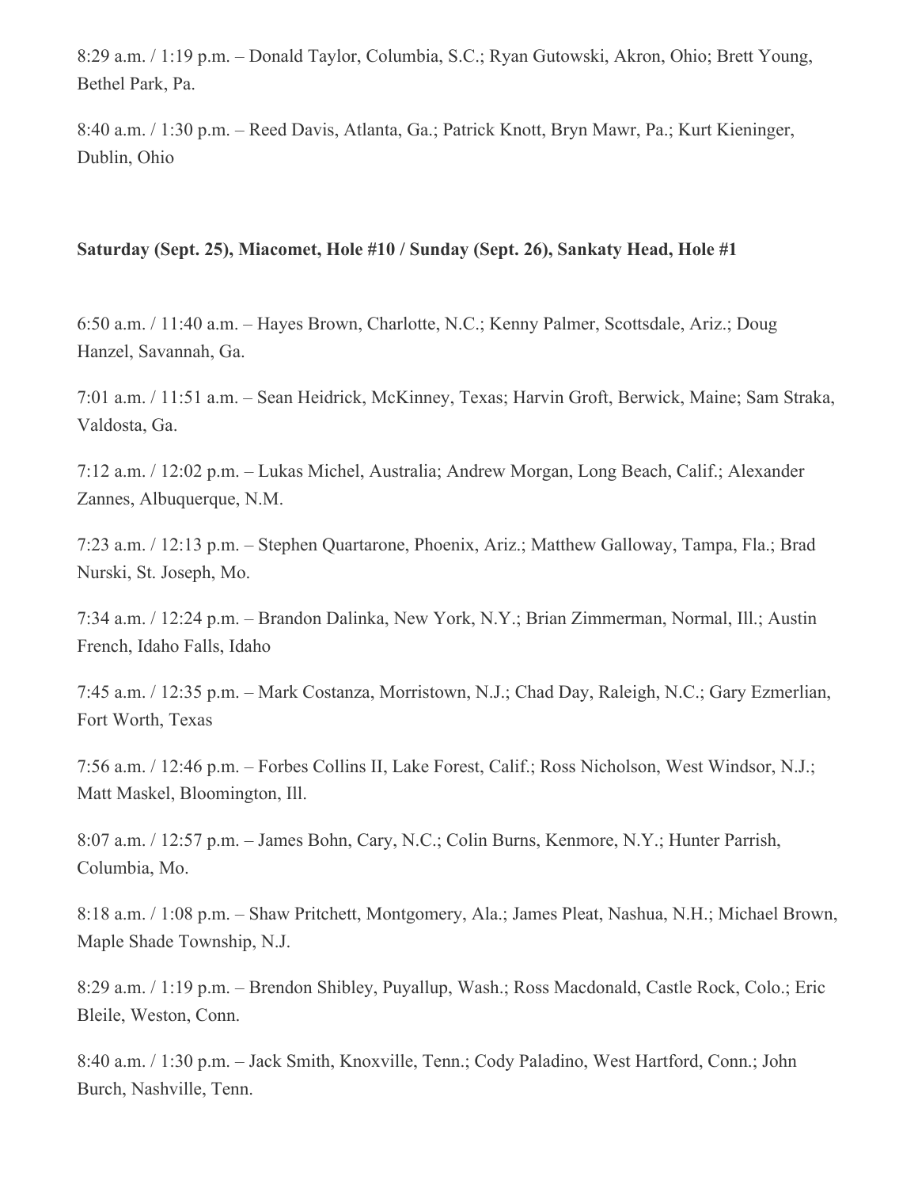8:29 a.m. / 1:19 p.m. – Donald Taylor, Columbia, S.C.; Ryan Gutowski, Akron, Ohio; Brett Young, Bethel Park, Pa.

8:40 a.m. / 1:30 p.m. – Reed Davis, Atlanta, Ga.; Patrick Knott, Bryn Mawr, Pa.; Kurt Kieninger, Dublin, Ohio

**Saturday (Sept. 25), Miacomet, Hole #10 / Sunday (Sept. 26), Sankaty Head, Hole #1**

6:50 a.m. / 11:40 a.m. – Hayes Brown, Charlotte, N.C.; Kenny Palmer, Scottsdale, Ariz.; Doug Hanzel, Savannah, Ga.

7:01 a.m. / 11:51 a.m. – Sean Heidrick, McKinney, Texas; Harvin Groft, Berwick, Maine; Sam Straka, Valdosta, Ga.

7:12 a.m. / 12:02 p.m. – Lukas Michel, Australia; Andrew Morgan, Long Beach, Calif.; Alexander Zannes, Albuquerque, N.M.

7:23 a.m. / 12:13 p.m. – Stephen Quartarone, Phoenix, Ariz.; Matthew Galloway, Tampa, Fla.; Brad Nurski, St. Joseph, Mo.

7:34 a.m. / 12:24 p.m. – Brandon Dalinka, New York, N.Y.; Brian Zimmerman, Normal, Ill.; Austin French, Idaho Falls, Idaho

7:45 a.m. / 12:35 p.m. – Mark Costanza, Morristown, N.J.; Chad Day, Raleigh, N.C.; Gary Ezmerlian, Fort Worth, Texas

7:56 a.m. / 12:46 p.m. – Forbes Collins II, Lake Forest, Calif.; Ross Nicholson, West Windsor, N.J.; Matt Maskel, Bloomington, Ill.

8:07 a.m. / 12:57 p.m. – James Bohn, Cary, N.C.; Colin Burns, Kenmore, N.Y.; Hunter Parrish, Columbia, Mo.

8:18 a.m. / 1:08 p.m. – Shaw Pritchett, Montgomery, Ala.; James Pleat, Nashua, N.H.; Michael Brown, Maple Shade Township, N.J.

8:29 a.m. / 1:19 p.m. – Brendon Shibley, Puyallup, Wash.; Ross Macdonald, Castle Rock, Colo.; Eric Bleile, Weston, Conn.

8:40 a.m. / 1:30 p.m. – Jack Smith, Knoxville, Tenn.; Cody Paladino, West Hartford, Conn.; John Burch, Nashville, Tenn.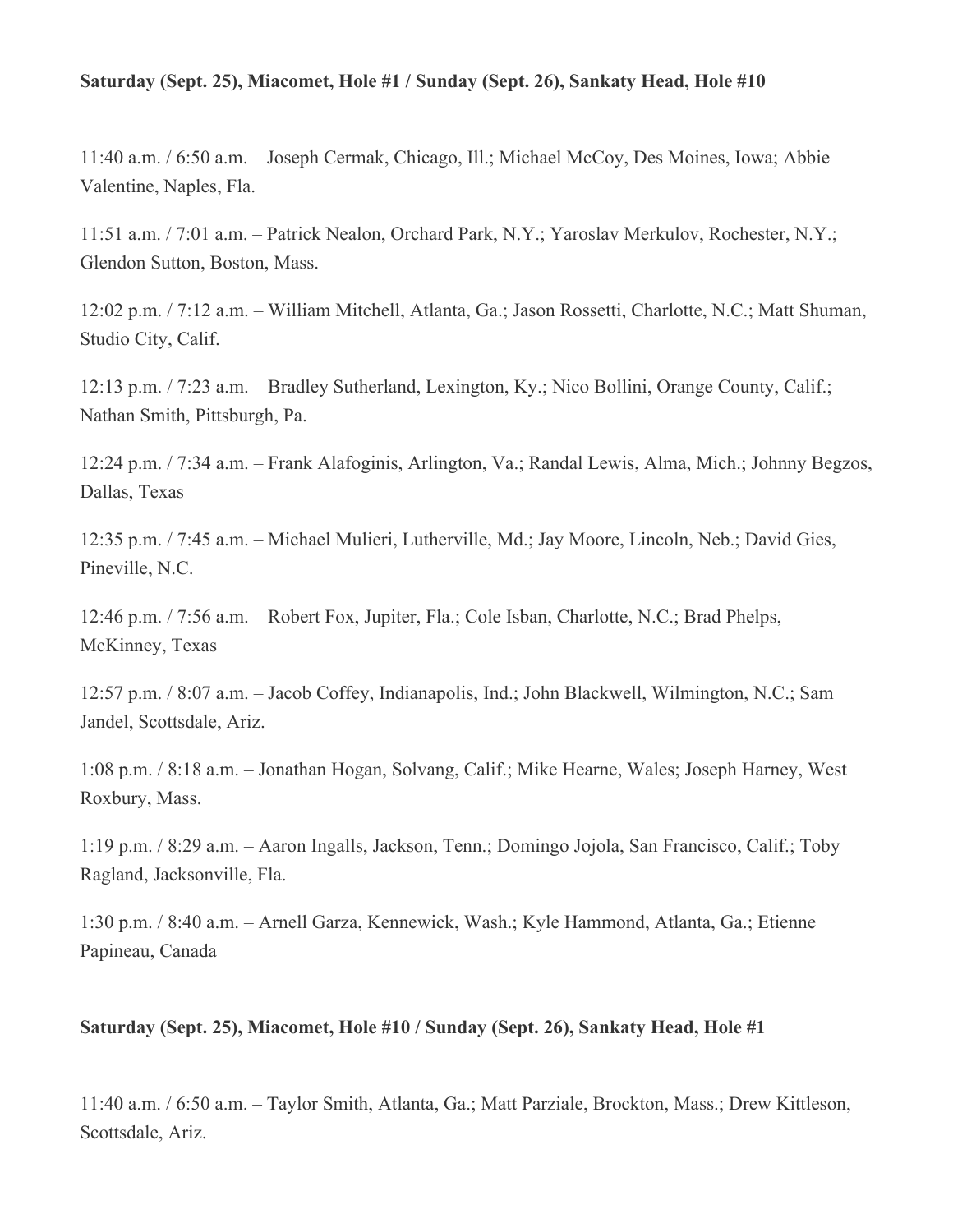**Saturday (Sept. 25), Miacomet, Hole #1 / Sunday (Sept. 26), Sankaty Head, Hole #10**

11:40 a.m. / 6:50 a.m. – Joseph Cermak, Chicago, Ill.; Michael McCoy, Des Moines, Iowa; Abbie Valentine, Naples, Fla.

11:51 a.m. / 7:01 a.m. – Patrick Nealon, Orchard Park, N.Y.; Yaroslav Merkulov, Rochester, N.Y.; Glendon Sutton, Boston, Mass.

12:02 p.m. / 7:12 a.m. – William Mitchell, Atlanta, Ga.; Jason Rossetti, Charlotte, N.C.; Matt Shuman, Studio City, Calif.

12:13 p.m. / 7:23 a.m. – Bradley Sutherland, Lexington, Ky.; Nico Bollini, Orange County, Calif.; Nathan Smith, Pittsburgh, Pa.

12:24 p.m. / 7:34 a.m. – Frank Alafoginis, Arlington, Va.; Randal Lewis, Alma, Mich.; Johnny Begzos, Dallas, Texas

12:35 p.m. / 7:45 a.m. – Michael Mulieri, Lutherville, Md.; Jay Moore, Lincoln, Neb.; David Gies, Pineville, N.C.

12:46 p.m. / 7:56 a.m. – Robert Fox, Jupiter, Fla.; Cole Isban, Charlotte, N.C.; Brad Phelps, McKinney, Texas

12:57 p.m. / 8:07 a.m. – Jacob Coffey, Indianapolis, Ind.; John Blackwell, Wilmington, N.C.; Sam Jandel, Scottsdale, Ariz.

1:08 p.m. / 8:18 a.m. – Jonathan Hogan, Solvang, Calif.; Mike Hearne, Wales; Joseph Harney, West Roxbury, Mass.

1:19 p.m. / 8:29 a.m. – Aaron Ingalls, Jackson, Tenn.; Domingo Jojola, San Francisco, Calif.; Toby Ragland, Jacksonville, Fla.

1:30 p.m. / 8:40 a.m. – Arnell Garza, Kennewick, Wash.; Kyle Hammond, Atlanta, Ga.; Etienne Papineau, Canada

**Saturday (Sept. 25), Miacomet, Hole #10 / Sunday (Sept. 26), Sankaty Head, Hole #1**

11:40 a.m. / 6:50 a.m. – Taylor Smith, Atlanta, Ga.; Matt Parziale, Brockton, Mass.; Drew Kittleson, Scottsdale, Ariz.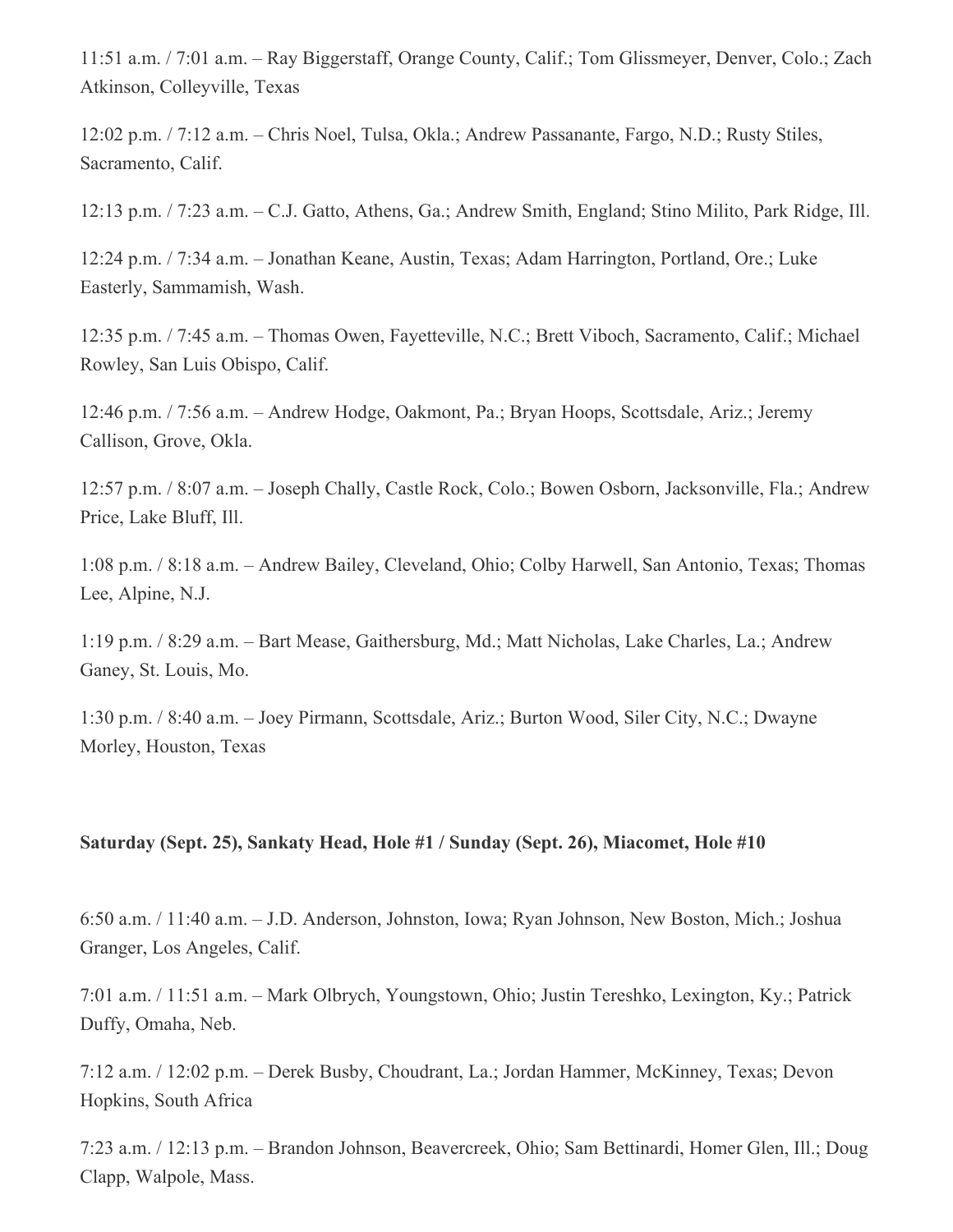11:51 a.m. / 7:01 a.m. – Ray Biggerstaff, Orange County, Calif.; Tom Glissmeyer, Denver, Colo.; Zach Atkinson, Colleyville, Texas

12:02 p.m. / 7:12 a.m. – Chris Noel, Tulsa, Okla.; Andrew Passanante, Fargo, N.D.; Rusty Stiles, Sacramento, Calif.

12:13 p.m. / 7:23 a.m. – C.J. Gatto, Athens, Ga.; Andrew Smith, England; Stino Milito, Park Ridge, Ill.

12:24 p.m. / 7:34 a.m. – Jonathan Keane, Austin, Texas; Adam Harrington, Portland, Ore.; Luke Easterly, Sammamish, Wash.

12:35 p.m. / 7:45 a.m. – Thomas Owen, Fayetteville, N.C.; Brett Viboch, Sacramento, Calif.; Michael Rowley, San Luis Obispo, Calif.

12:46 p.m. / 7:56 a.m. – Andrew Hodge, Oakmont, Pa.; Bryan Hoops, Scottsdale, Ariz.; Jeremy Callison, Grove, Okla.

12:57 p.m. / 8:07 a.m. – Joseph Chally, Castle Rock, Colo.; Bowen Osborn, Jacksonville, Fla.; Andrew Price, Lake Bluff, Ill.

1:08 p.m. / 8:18 a.m. – Andrew Bailey, Cleveland, Ohio; Colby Harwell, San Antonio, Texas; Thomas Lee, Alpine, N.J.

1:19 p.m. / 8:29 a.m. – Bart Mease, Gaithersburg, Md.; Matt Nicholas, Lake Charles, La.; Andrew Ganey, St. Louis, Mo.

1:30 p.m. / 8:40 a.m. – Joey Pirmann, Scottsdale, Ariz.; Burton Wood, Siler City, N.C.; Dwayne Morley, Houston, Texas

**Saturday (Sept. 25), Sankaty Head, Hole #1 / Sunday (Sept. 26), Miacomet, Hole #10**

6:50 a.m. / 11:40 a.m. – J.D. Anderson, Johnston, Iowa; Ryan Johnson, New Boston, Mich.; Joshua Granger, Los Angeles, Calif.

7:01 a.m. / 11:51 a.m. – Mark Olbrych, Youngstown, Ohio; Justin Tereshko, Lexington, Ky.; Patrick Duffy, Omaha, Neb.

7:12 a.m. / 12:02 p.m. – Derek Busby, Choudrant, La.; Jordan Hammer, McKinney, Texas; Devon Hopkins, South Africa

7:23 a.m. / 12:13 p.m. – Brandon Johnson, Beavercreek, Ohio; Sam Bettinardi, Homer Glen, Ill.; Doug Clapp, Walpole, Mass.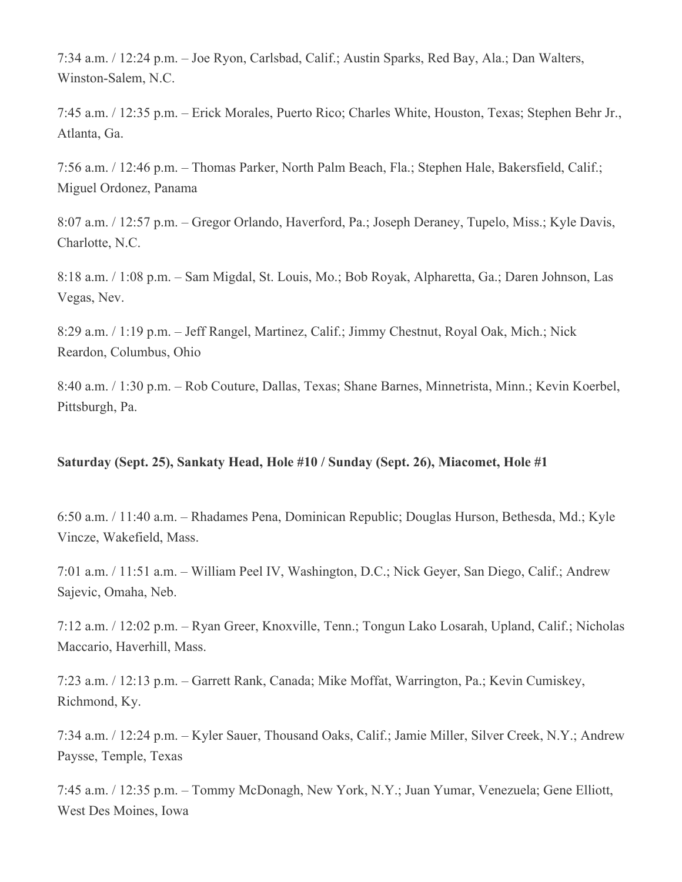7:34 a.m. / 12:24 p.m. – Joe Ryon, Carlsbad, Calif.; Austin Sparks, Red Bay, Ala.; Dan Walters, Winston-Salem, N.C.

7:45 a.m. / 12:35 p.m. – Erick Morales, Puerto Rico; Charles White, Houston, Texas; Stephen Behr Jr., Atlanta, Ga.

7:56 a.m. / 12:46 p.m. – Thomas Parker, North Palm Beach, Fla.; Stephen Hale, Bakersfield, Calif.; Miguel Ordonez, Panama

8:07 a.m. / 12:57 p.m. – Gregor Orlando, Haverford, Pa.; Joseph Deraney, Tupelo, Miss.; Kyle Davis, Charlotte, N.C.

8:18 a.m. / 1:08 p.m. – Sam Migdal, St. Louis, Mo.; Bob Royak, Alpharetta, Ga.; Daren Johnson, Las Vegas, Nev.

8:29 a.m. / 1:19 p.m. – Jeff Rangel, Martinez, Calif.; Jimmy Chestnut, Royal Oak, Mich.; Nick Reardon, Columbus, Ohio

8:40 a.m. / 1:30 p.m. – Rob Couture, Dallas, Texas; Shane Barnes, Minnetrista, Minn.; Kevin Koerbel, Pittsburgh, Pa.

**Saturday (Sept. 25), Sankaty Head, Hole #10 / Sunday (Sept. 26), Miacomet, Hole #1**

6:50 a.m. / 11:40 a.m. – Rhadames Pena, Dominican Republic; Douglas Hurson, Bethesda, Md.; Kyle Vincze, Wakefield, Mass.

7:01 a.m. / 11:51 a.m. – William Peel IV, Washington, D.C.; Nick Geyer, San Diego, Calif.; Andrew Sajevic, Omaha, Neb.

7:12 a.m. / 12:02 p.m. – Ryan Greer, Knoxville, Tenn.; Tongun Lako Losarah, Upland, Calif.; Nicholas Maccario, Haverhill, Mass.

7:23 a.m. / 12:13 p.m. – Garrett Rank, Canada; Mike Moffat, Warrington, Pa.; Kevin Cumiskey, Richmond, Ky.

7:34 a.m. / 12:24 p.m. – Kyler Sauer, Thousand Oaks, Calif.; Jamie Miller, Silver Creek, N.Y.; Andrew Paysse, Temple, Texas

7:45 a.m. / 12:35 p.m. – Tommy McDonagh, New York, N.Y.; Juan Yumar, Venezuela; Gene Elliott, West Des Moines, Iowa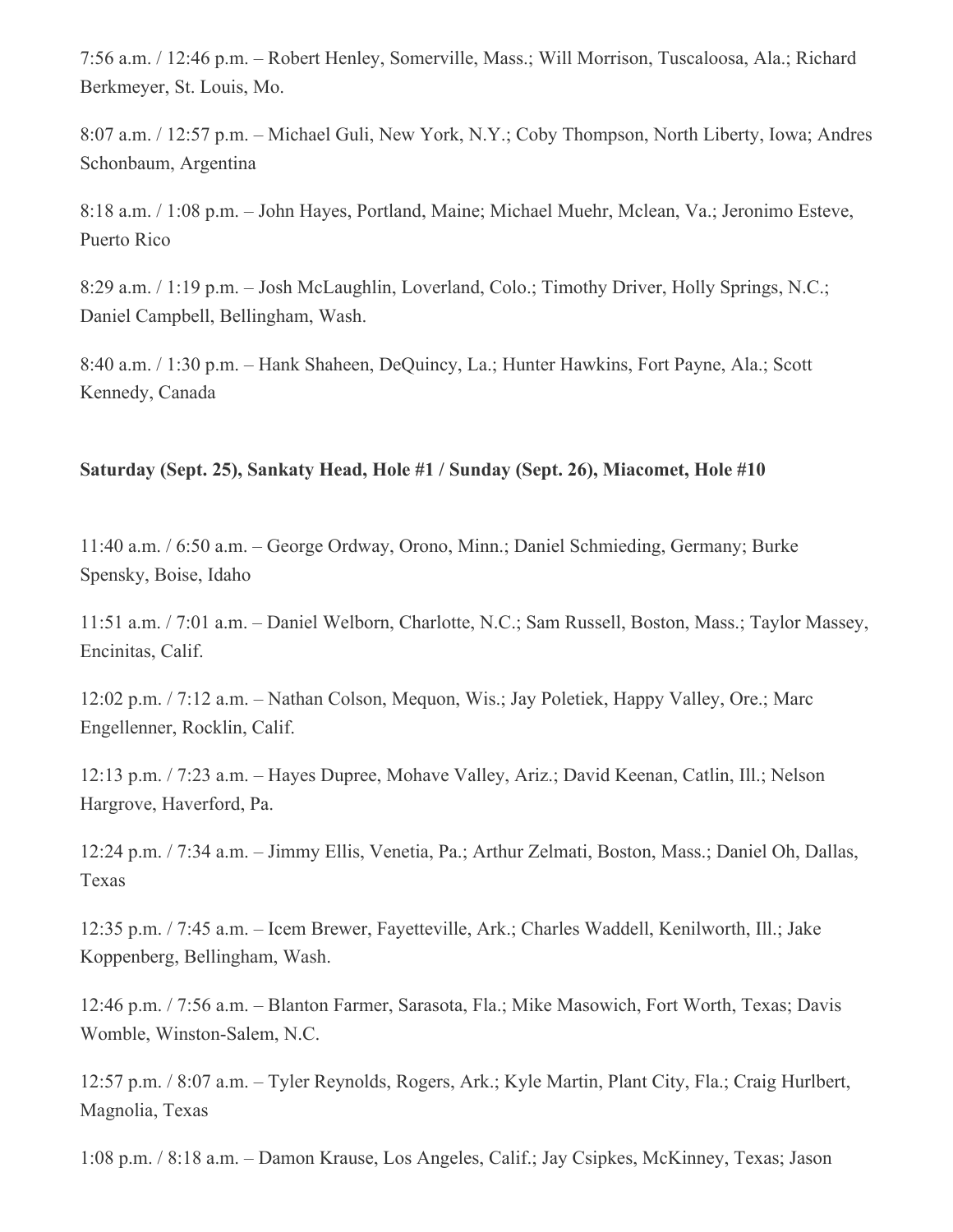7:56 a.m. / 12:46 p.m. – Robert Henley, Somerville, Mass.; Will Morrison, Tuscaloosa, Ala.; Richard Berkmeyer, St. Louis, Mo.

8:07 a.m. / 12:57 p.m. – Michael Guli, New York, N.Y.; Coby Thompson, North Liberty, Iowa; Andres Schonbaum, Argentina

8:18 a.m. / 1:08 p.m. – John Hayes, Portland, Maine; Michael Muehr, Mclean, Va.; Jeronimo Esteve, Puerto Rico

8:29 a.m. / 1:19 p.m. – Josh McLaughlin, Loverland, Colo.; Timothy Driver, Holly Springs, N.C.; Daniel Campbell, Bellingham, Wash.

8:40 a.m. / 1:30 p.m. – Hank Shaheen, DeQuincy, La.; Hunter Hawkins, Fort Payne, Ala.; Scott Kennedy, Canada

**Saturday (Sept. 25), Sankaty Head, Hole #1 / Sunday (Sept. 26), Miacomet, Hole #10**

11:40 a.m. / 6:50 a.m. – George Ordway, Orono, Minn.; Daniel Schmieding, Germany; Burke Spensky, Boise, Idaho

11:51 a.m. / 7:01 a.m. – Daniel Welborn, Charlotte, N.C.; Sam Russell, Boston, Mass.; Taylor Massey, Encinitas, Calif.

12:02 p.m. / 7:12 a.m. – Nathan Colson, Mequon, Wis.; Jay Poletiek, Happy Valley, Ore.; Marc Engellenner, Rocklin, Calif.

12:13 p.m. / 7:23 a.m. – Hayes Dupree, Mohave Valley, Ariz.; David Keenan, Catlin, Ill.; Nelson Hargrove, Haverford, Pa.

12:24 p.m. / 7:34 a.m. – Jimmy Ellis, Venetia, Pa.; Arthur Zelmati, Boston, Mass.; Daniel Oh, Dallas, Texas

12:35 p.m. / 7:45 a.m. – Icem Brewer, Fayetteville, Ark.; Charles Waddell, Kenilworth, Ill.; Jake Koppenberg, Bellingham, Wash.

12:46 p.m. / 7:56 a.m. – Blanton Farmer, Sarasota, Fla.; Mike Masowich, Fort Worth, Texas; Davis Womble, Winston-Salem, N.C.

12:57 p.m. / 8:07 a.m. – Tyler Reynolds, Rogers, Ark.; Kyle Martin, Plant City, Fla.; Craig Hurlbert, Magnolia, Texas

1:08 p.m. / 8:18 a.m. – Damon Krause, Los Angeles, Calif.; Jay Csipkes, McKinney, Texas; Jason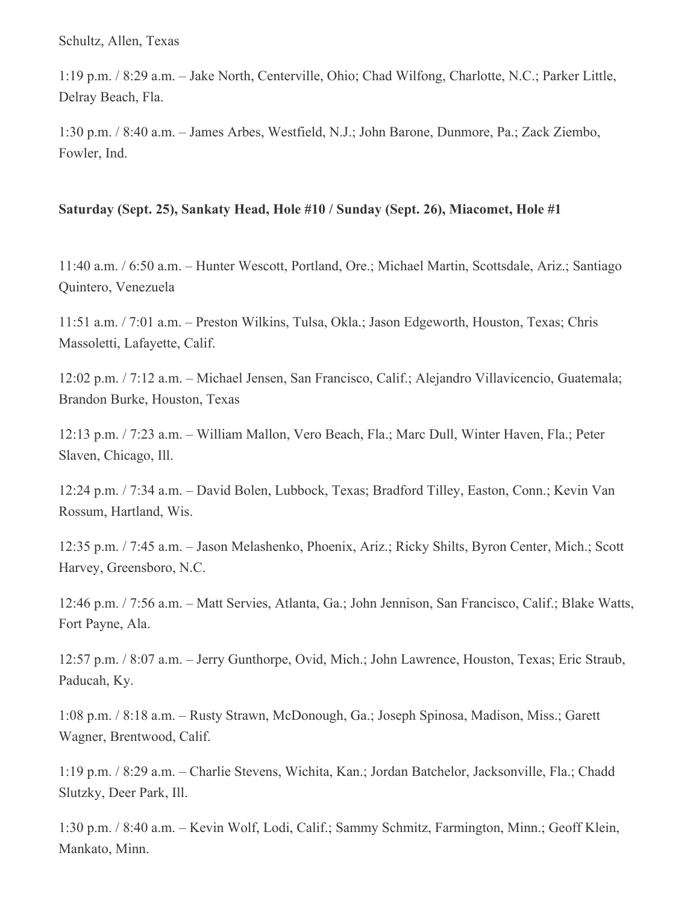Schultz, Allen, Texas

1:19 p.m. / 8:29 a.m. – Jake North, Centerville, Ohio; Chad Wilfong, Charlotte, N.C.; Parker Little, Delray Beach, Fla.

1:30 p.m. / 8:40 a.m. – James Arbes, Westfield, N.J.; John Barone, Dunmore, Pa.; Zack Ziembo, Fowler, Ind.

**Saturday (Sept. 25), Sankaty Head, Hole #10 / Sunday (Sept. 26), Miacomet, Hole #1**

11:40 a.m. / 6:50 a.m. – Hunter Wescott, Portland, Ore.; Michael Martin, Scottsdale, Ariz.; Santiago Quintero, Venezuela

11:51 a.m. / 7:01 a.m. – Preston Wilkins, Tulsa, Okla.; Jason Edgeworth, Houston, Texas; Chris Massoletti, Lafayette, Calif.

12:02 p.m. / 7:12 a.m. – Michael Jensen, San Francisco, Calif.; Alejandro Villavicencio, Guatemala; Brandon Burke, Houston, Texas

12:13 p.m. / 7:23 a.m. – William Mallon, Vero Beach, Fla.; Marc Dull, Winter Haven, Fla.; Peter Slaven, Chicago, Ill.

12:24 p.m. / 7:34 a.m. – David Bolen, Lubbock, Texas; Bradford Tilley, Easton, Conn.; Kevin Van Rossum, Hartland, Wis.

12:35 p.m. / 7:45 a.m. – Jason Melashenko, Phoenix, Ariz.; Ricky Shilts, Byron Center, Mich.; Scott Harvey, Greensboro, N.C.

12:46 p.m. / 7:56 a.m. – Matt Servies, Atlanta, Ga.; John Jennison, San Francisco, Calif.; Blake Watts, Fort Payne, Ala.

12:57 p.m. / 8:07 a.m. – Jerry Gunthorpe, Ovid, Mich.; John Lawrence, Houston, Texas; Eric Straub, Paducah, Ky.

1:08 p.m. / 8:18 a.m. – Rusty Strawn, McDonough, Ga.; Joseph Spinosa, Madison, Miss.; Garett Wagner, Brentwood, Calif.

1:19 p.m. / 8:29 a.m. – Charlie Stevens, Wichita, Kan.; Jordan Batchelor, Jacksonville, Fla.; Chadd Slutzky, Deer Park, Ill.

1:30 p.m. / 8:40 a.m. – Kevin Wolf, Lodi, Calif.; Sammy Schmitz, Farmington, Minn.; Geoff Klein, Mankato, Minn.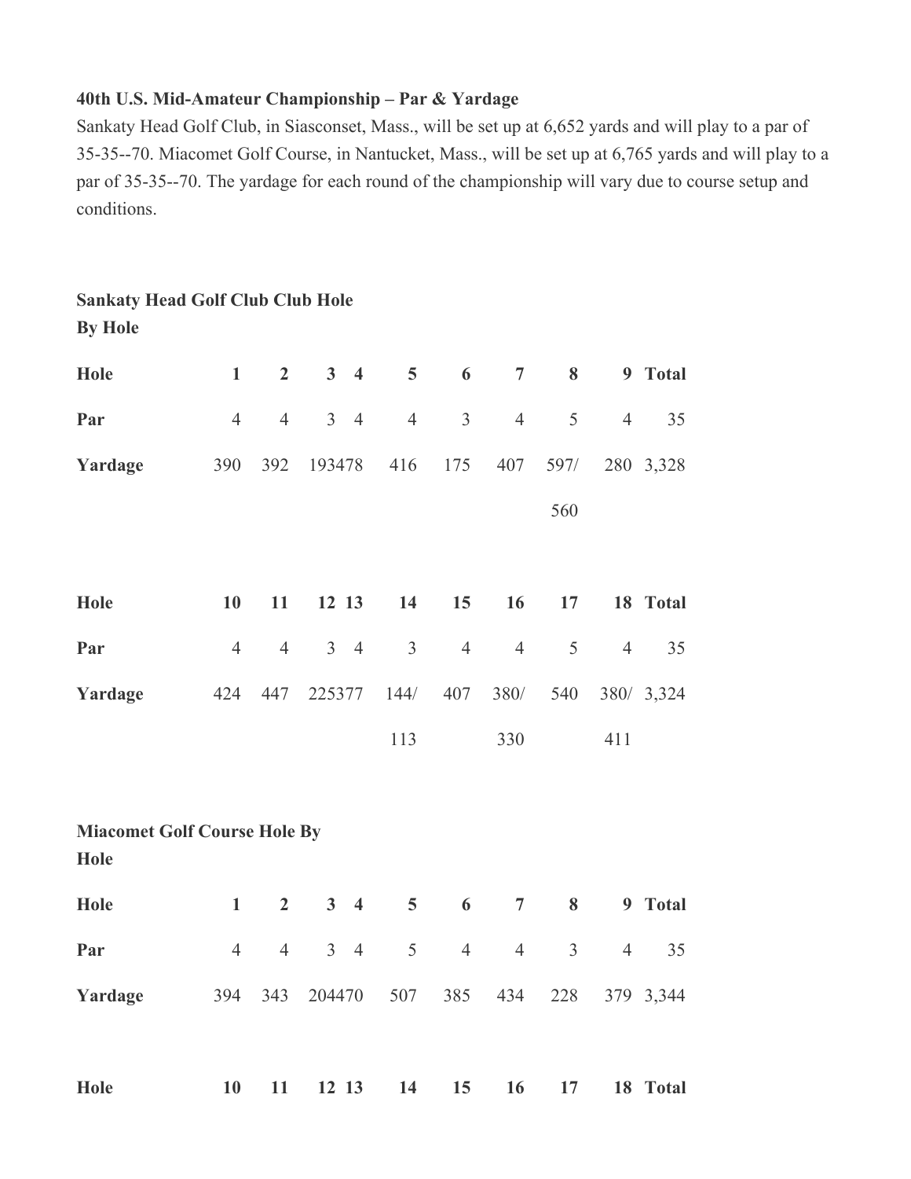**40th U.S. Mid-Amateur Championship – Par & Yardage**

Sankaty Head Golf Club, in Siasconset, Mass., will be set up at 6,652 yards and will play to a par of 35-35--70. Miacomet Golf Course, in Nantucket, Mass., will be set up at 6,765 yards and will play to a par of 35-35--70. The yardage for each round of the championship will vary due to course setup and conditions.

**Sankaty Head Golf Club Club Hole By Hole**

| Hole | 1 | 2 | 3 | 4 | 5 | 6 | 7 | 8 | 9 | Total |
|---|---|---|---|---|---|---|---|---|---|---|
| Par | 4 | 4 | 3 | 4 | 4 | 3 | 4 | 5 | 4 | 35 |
| Yardage | 390 | 392 | 193 | 478 | 416 | 175 | 407 | 597/ 560 | 280 | 3,328 |

| Hole | 10 | 11 | 12 | 13 | 14 | 15 | 16 | 17 | 18 | Total |
|---|---|---|---|---|---|---|---|---|---|---|
| Par | 4 | 4 | 3 | 4 | 3 | 4 | 4 | 5 | 4 | 35 |
| Yardage | 424 | 447 | 225 | 377 | 144/ 113 | 407 | 380/ 330 | 540 | 380/ 411 | 3,324 |

**Miacomet Golf Course Hole By Hole**

| Hole | 1 | 2 | 3 | 4 | 5 | 6 | 7 | 8 | 9 | Total |
|---|---|---|---|---|---|---|---|---|---|---|
| Par | 4 | 4 | 3 | 4 | 5 | 4 | 4 | 3 | 4 | 35 |
| Yardage | 394 | 343 | 204 | 470 | 507 | 385 | 434 | 228 | 379 | 3,344 |

| Hole | 10 | 11 | 12 | 13 | 14 | 15 | 16 | 17 | 18 | Total |
|---|---|---|---|---|---|---|---|---|---|---|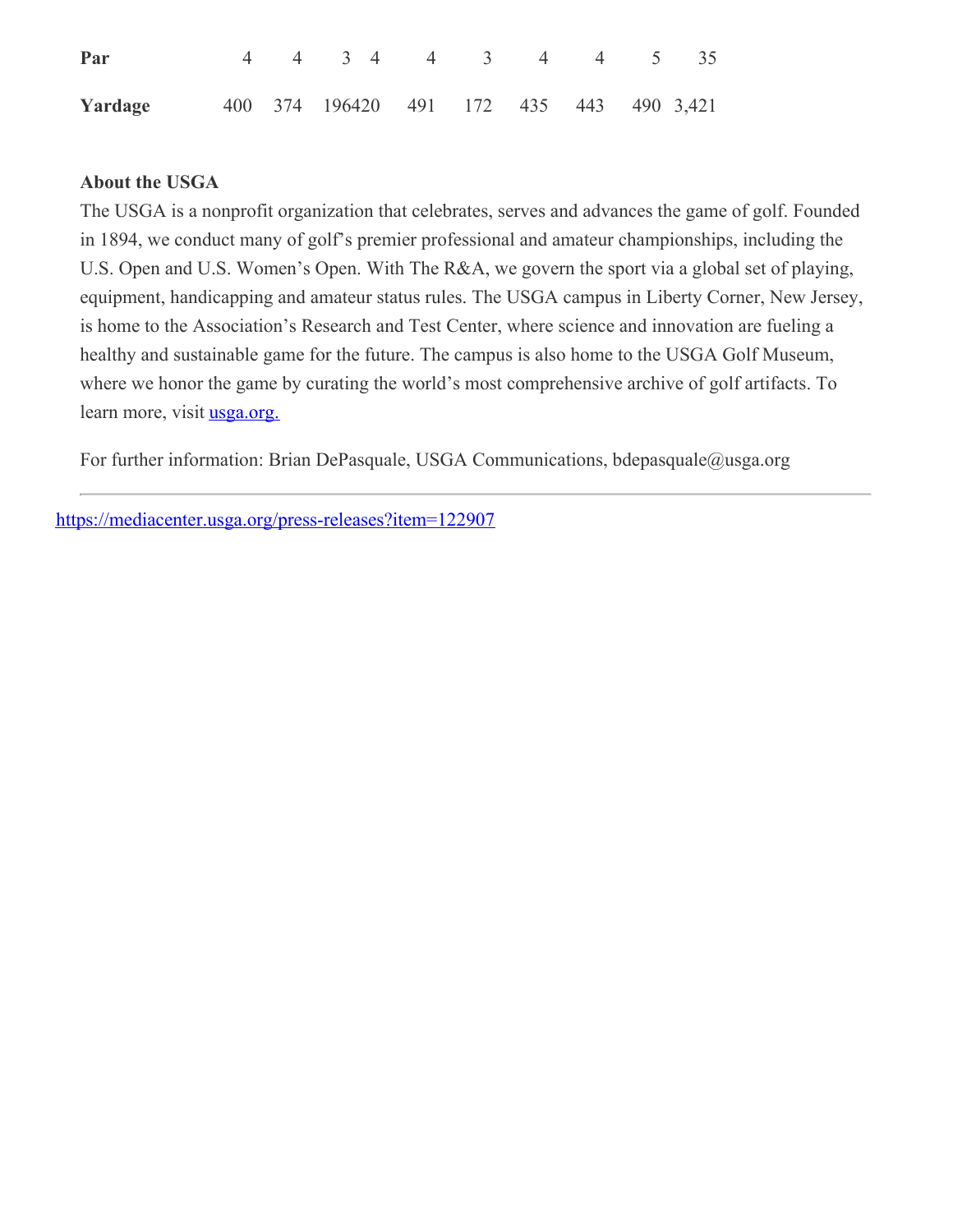| Par | 4 | 4 | 3 | 4 | 4 | 3 | 4 | 4 | 5 | 35 |
|---|---|---|---|---|---|---|---|---|---|---|
| Yardage | 400 | 374 | 196 | 420 | 491 | 172 | 435 | 443 | 490 | 3,421 |

**About the USGA**

The USGA is a nonprofit organization that celebrates, serves and advances the game of golf. Founded in 1894, we conduct many of golf's premier professional and amateur championships, including the U.S. Open and U.S. Women's Open. With The R&A, we govern the sport via a global set of playing, equipment, handicapping and amateur status rules. The USGA campus in Liberty Corner, New Jersey, is home to the Association's Research and Test Center, where science and innovation are fueling a healthy and sustainable game for the future. The campus is also home to the USGA Golf Museum, where we honor the game by curating the world's most comprehensive archive of golf artifacts. To learn more, visit [usga.org.](https://usga.org)

For further information: Brian DePasquale, USGA Communications, bdepasquale@usga.org

---

https://mediacenter.usga.org/press-releases?item=122907